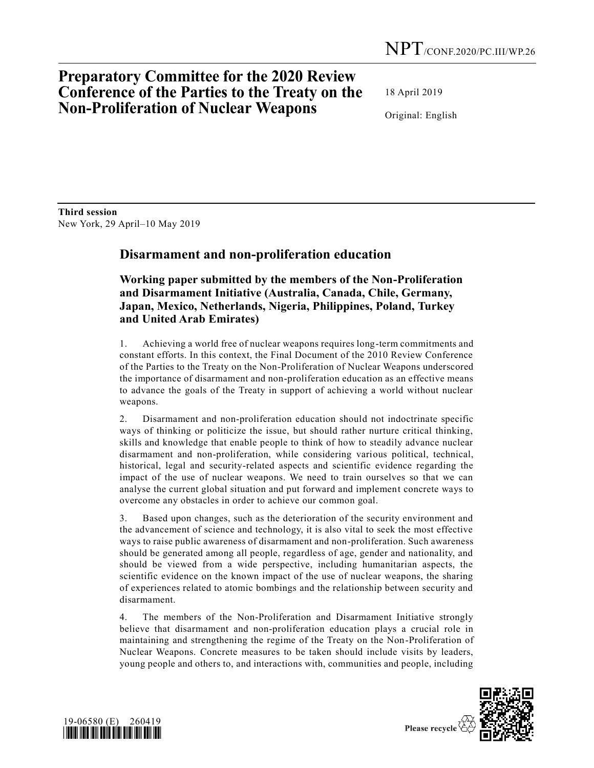NPT/CONF.2020/PC.III/WP.26

# Preparatory Committee for the 2020 Review Conference of the Parties to the Treaty on the Non-Proliferation of Nuclear Weapons

18 April 2019

Original: English

**Third session**
New York, 29 April–10 May 2019

## Disarmament and non-proliferation education

### Working paper submitted by the members of the Non-Proliferation and Disarmament Initiative (Australia, Canada, Chile, Germany, Japan, Mexico, Netherlands, Nigeria, Philippines, Poland, Turkey and United Arab Emirates)

1. Achieving a world free of nuclear weapons requires long-term commitments and constant efforts. In this context, the Final Document of the 2010 Review Conference of the Parties to the Treaty on the Non-Proliferation of Nuclear Weapons underscored the importance of disarmament and non-proliferation education as an effective means to advance the goals of the Treaty in support of achieving a world without nuclear weapons.

2. Disarmament and non-proliferation education should not indoctrinate specific ways of thinking or politicize the issue, but should rather nurture critical thinking, skills and knowledge that enable people to think of how to steadily advance nuclear disarmament and non-proliferation, while considering various political, technical, historical, legal and security-related aspects and scientific evidence regarding the impact of the use of nuclear weapons. We need to train ourselves so that we can analyse the current global situation and put forward and implement concrete ways to overcome any obstacles in order to achieve our common goal.

3. Based upon changes, such as the deterioration of the security environment and the advancement of science and technology, it is also vital to seek the most effective ways to raise public awareness of disarmament and non-proliferation. Such awareness should be generated among all people, regardless of age, gender and nationality, and should be viewed from a wide perspective, including humanitarian aspects, the scientific evidence on the known impact of the use of nuclear weapons, the sharing of experiences related to atomic bombings and the relationship between security and disarmament.

4. The members of the Non-Proliferation and Disarmament Initiative strongly believe that disarmament and non-proliferation education plays a crucial role in maintaining and strengthening the regime of the Treaty on the Non-Proliferation of Nuclear Weapons. Concrete measures to be taken should include visits by leaders, young people and others to, and interactions with, communities and people, including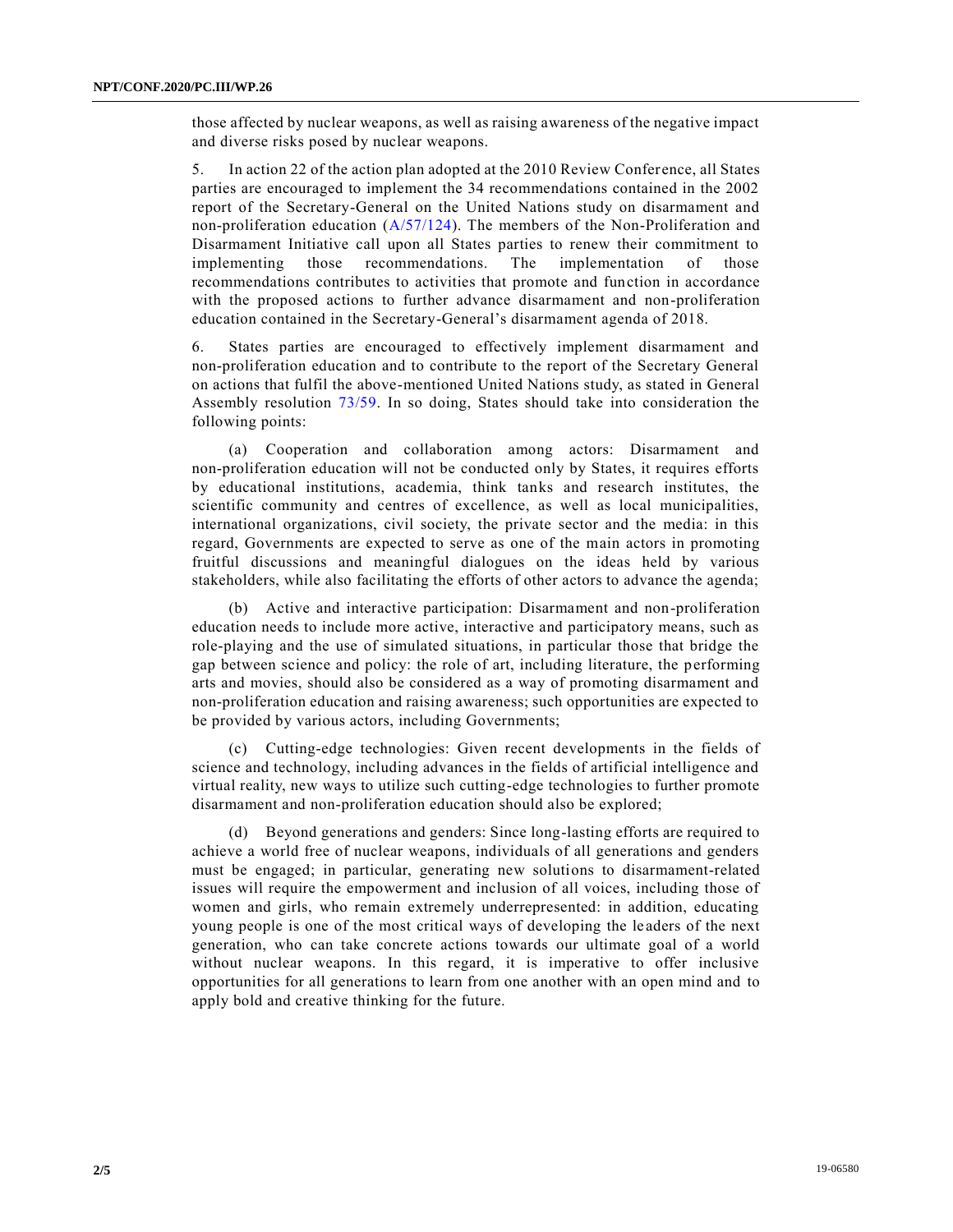those affected by nuclear weapons, as well as raising awareness of the negative impact and diverse risks posed by nuclear weapons.

5. In action 22 of the action plan adopted at the 2010 Review Conference, all States parties are encouraged to implement the 34 recommendations contained in the 2002 report of the Secretary-General on the United Nations study on disarmament and non-proliferation education (A/57/124). The members of the Non-Proliferation and Disarmament Initiative call upon all States parties to renew their commitment to implementing those recommendations. The implementation of those recommendations contributes to activities that promote and function in accordance with the proposed actions to further advance disarmament and non-proliferation education contained in the Secretary-General's disarmament agenda of 2018.

6. States parties are encouraged to effectively implement disarmament and non-proliferation education and to contribute to the report of the Secretary General on actions that fulfil the above-mentioned United Nations study, as stated in General Assembly resolution 73/59. In so doing, States should take into consideration the following points:

(a) Cooperation and collaboration among actors: Disarmament and non-proliferation education will not be conducted only by States, it requires efforts by educational institutions, academia, think tanks and research institutes, the scientific community and centres of excellence, as well as local municipalities, international organizations, civil society, the private sector and the media: in this regard, Governments are expected to serve as one of the main actors in promoting fruitful discussions and meaningful dialogues on the ideas held by various stakeholders, while also facilitating the efforts of other actors to advance the agenda;

(b) Active and interactive participation: Disarmament and non-proliferation education needs to include more active, interactive and participatory means, such as role-playing and the use of simulated situations, in particular those that bridge the gap between science and policy: the role of art, including literature, the performing arts and movies, should also be considered as a way of promoting disarmament and non-proliferation education and raising awareness; such opportunities are expected to be provided by various actors, including Governments;

(c) Cutting-edge technologies: Given recent developments in the fields of science and technology, including advances in the fields of artificial intelligence and virtual reality, new ways to utilize such cutting-edge technologies to further promote disarmament and non-proliferation education should also be explored;

(d) Beyond generations and genders: Since long-lasting efforts are required to achieve a world free of nuclear weapons, individuals of all generations and genders must be engaged; in particular, generating new solutions to disarmament-related issues will require the empowerment and inclusion of all voices, including those of women and girls, who remain extremely underrepresented: in addition, educating young people is one of the most critical ways of developing the leaders of the next generation, who can take concrete actions towards our ultimate goal of a world without nuclear weapons. In this regard, it is imperative to offer inclusive opportunities for all generations to learn from one another with an open mind and to apply bold and creative thinking for the future.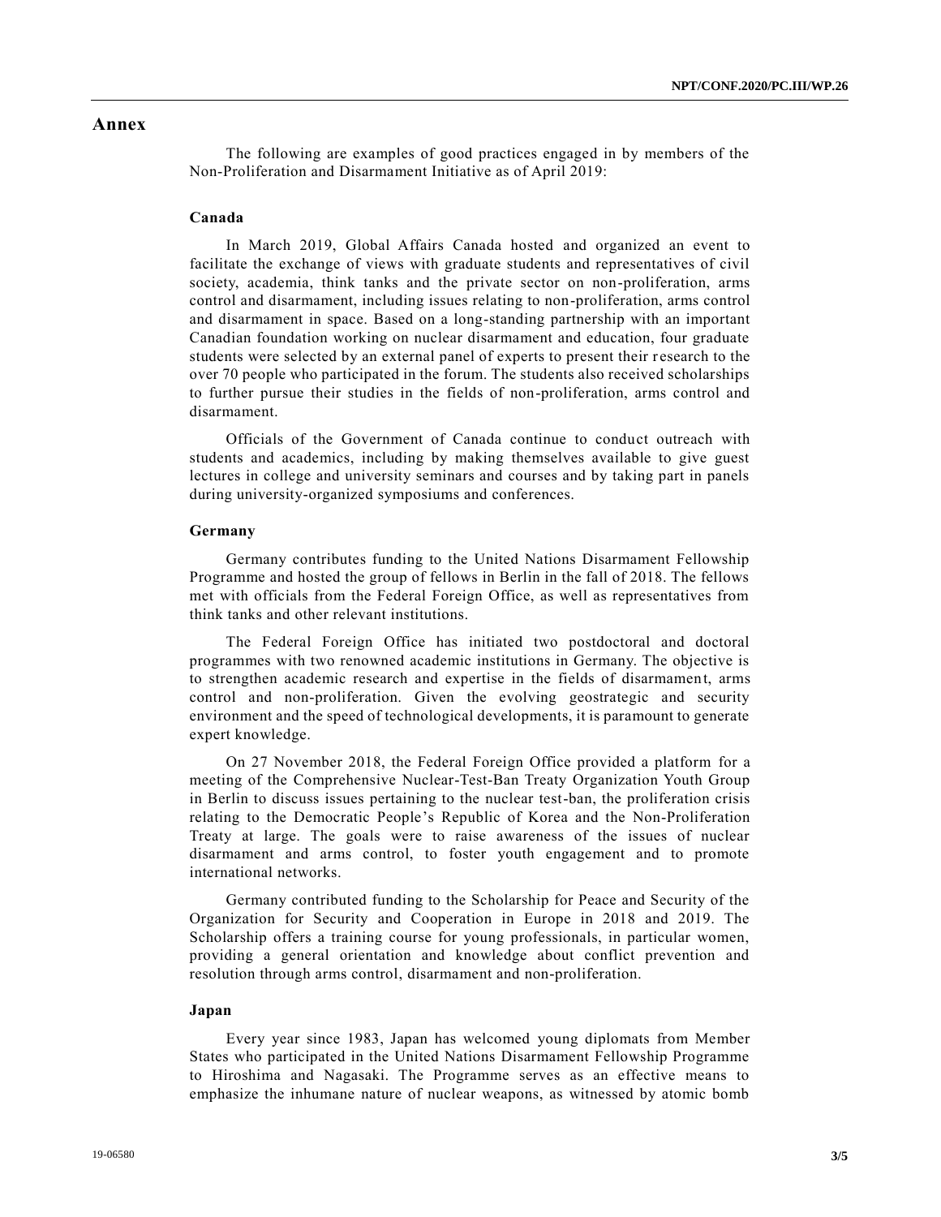# Annex

The following are examples of good practices engaged in by members of the Non-Proliferation and Disarmament Initiative as of April 2019:

### Canada

In March 2019, Global Affairs Canada hosted and organized an event to facilitate the exchange of views with graduate students and representatives of civil society, academia, think tanks and the private sector on non-proliferation, arms control and disarmament, including issues relating to non-proliferation, arms control and disarmament in space. Based on a long-standing partnership with an important Canadian foundation working on nuclear disarmament and education, four graduate students were selected by an external panel of experts to present their research to the over 70 people who participated in the forum. The students also received scholarships to further pursue their studies in the fields of non-proliferation, arms control and disarmament.

Officials of the Government of Canada continue to conduct outreach with students and academics, including by making themselves available to give guest lectures in college and university seminars and courses and by taking part in panels during university-organized symposiums and conferences.

### Germany

Germany contributes funding to the United Nations Disarmament Fellowship Programme and hosted the group of fellows in Berlin in the fall of 2018. The fellows met with officials from the Federal Foreign Office, as well as representatives from think tanks and other relevant institutions.

The Federal Foreign Office has initiated two postdoctoral and doctoral programmes with two renowned academic institutions in Germany. The objective is to strengthen academic research and expertise in the fields of disarmament, arms control and non-proliferation. Given the evolving geostrategic and security environment and the speed of technological developments, it is paramount to generate expert knowledge.

On 27 November 2018, the Federal Foreign Office provided a platform for a meeting of the Comprehensive Nuclear-Test-Ban Treaty Organization Youth Group in Berlin to discuss issues pertaining to the nuclear test-ban, the proliferation crisis relating to the Democratic People's Republic of Korea and the Non-Proliferation Treaty at large. The goals were to raise awareness of the issues of nuclear disarmament and arms control, to foster youth engagement and to promote international networks.

Germany contributed funding to the Scholarship for Peace and Security of the Organization for Security and Cooperation in Europe in 2018 and 2019. The Scholarship offers a training course for young professionals, in particular women, providing a general orientation and knowledge about conflict prevention and resolution through arms control, disarmament and non-proliferation.

### Japan

Every year since 1983, Japan has welcomed young diplomats from Member States who participated in the United Nations Disarmament Fellowship Programme to Hiroshima and Nagasaki. The Programme serves as an effective means to emphasize the inhumane nature of nuclear weapons, as witnessed by atomic bomb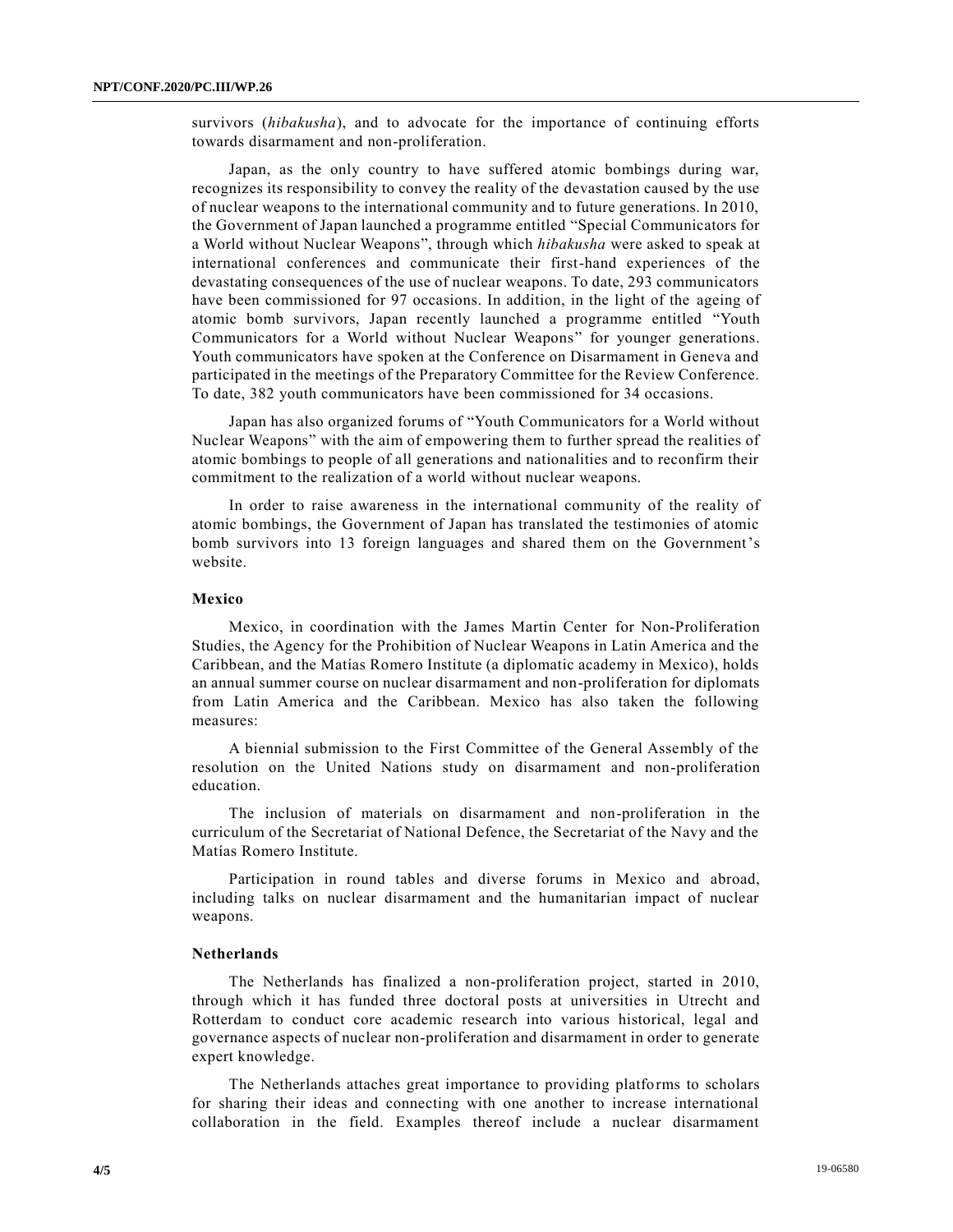survivors (*hibakusha*), and to advocate for the importance of continuing efforts towards disarmament and non-proliferation.

Japan, as the only country to have suffered atomic bombings during war, recognizes its responsibility to convey the reality of the devastation caused by the use of nuclear weapons to the international community and to future generations. In 2010, the Government of Japan launched a programme entitled "Special Communicators for a World without Nuclear Weapons", through which *hibakusha* were asked to speak at international conferences and communicate their first-hand experiences of the devastating consequences of the use of nuclear weapons. To date, 293 communicators have been commissioned for 97 occasions. In addition, in the light of the ageing of atomic bomb survivors, Japan recently launched a programme entitled "Youth Communicators for a World without Nuclear Weapons" for younger generations. Youth communicators have spoken at the Conference on Disarmament in Geneva and participated in the meetings of the Preparatory Committee for the Review Conference. To date, 382 youth communicators have been commissioned for 34 occasions.

Japan has also organized forums of "Youth Communicators for a World without Nuclear Weapons" with the aim of empowering them to further spread the realities of atomic bombings to people of all generations and nationalities and to reconfirm their commitment to the realization of a world without nuclear weapons.

In order to raise awareness in the international community of the reality of atomic bombings, the Government of Japan has translated the testimonies of atomic bomb survivors into 13 foreign languages and shared them on the Government's website.

### Mexico

Mexico, in coordination with the James Martin Center for Non-Proliferation Studies, the Agency for the Prohibition of Nuclear Weapons in Latin America and the Caribbean, and the Matías Romero Institute (a diplomatic academy in Mexico), holds an annual summer course on nuclear disarmament and non-proliferation for diplomats from Latin America and the Caribbean. Mexico has also taken the following measures:

A biennial submission to the First Committee of the General Assembly of the resolution on the United Nations study on disarmament and non-proliferation education.

The inclusion of materials on disarmament and non-proliferation in the curriculum of the Secretariat of National Defence, the Secretariat of the Navy and the Matías Romero Institute.

Participation in round tables and diverse forums in Mexico and abroad, including talks on nuclear disarmament and the humanitarian impact of nuclear weapons.

### Netherlands

The Netherlands has finalized a non-proliferation project, started in 2010, through which it has funded three doctoral posts at universities in Utrecht and Rotterdam to conduct core academic research into various historical, legal and governance aspects of nuclear non-proliferation and disarmament in order to generate expert knowledge.

The Netherlands attaches great importance to providing platforms to scholars for sharing their ideas and connecting with one another to increase international collaboration in the field. Examples thereof include a nuclear disarmament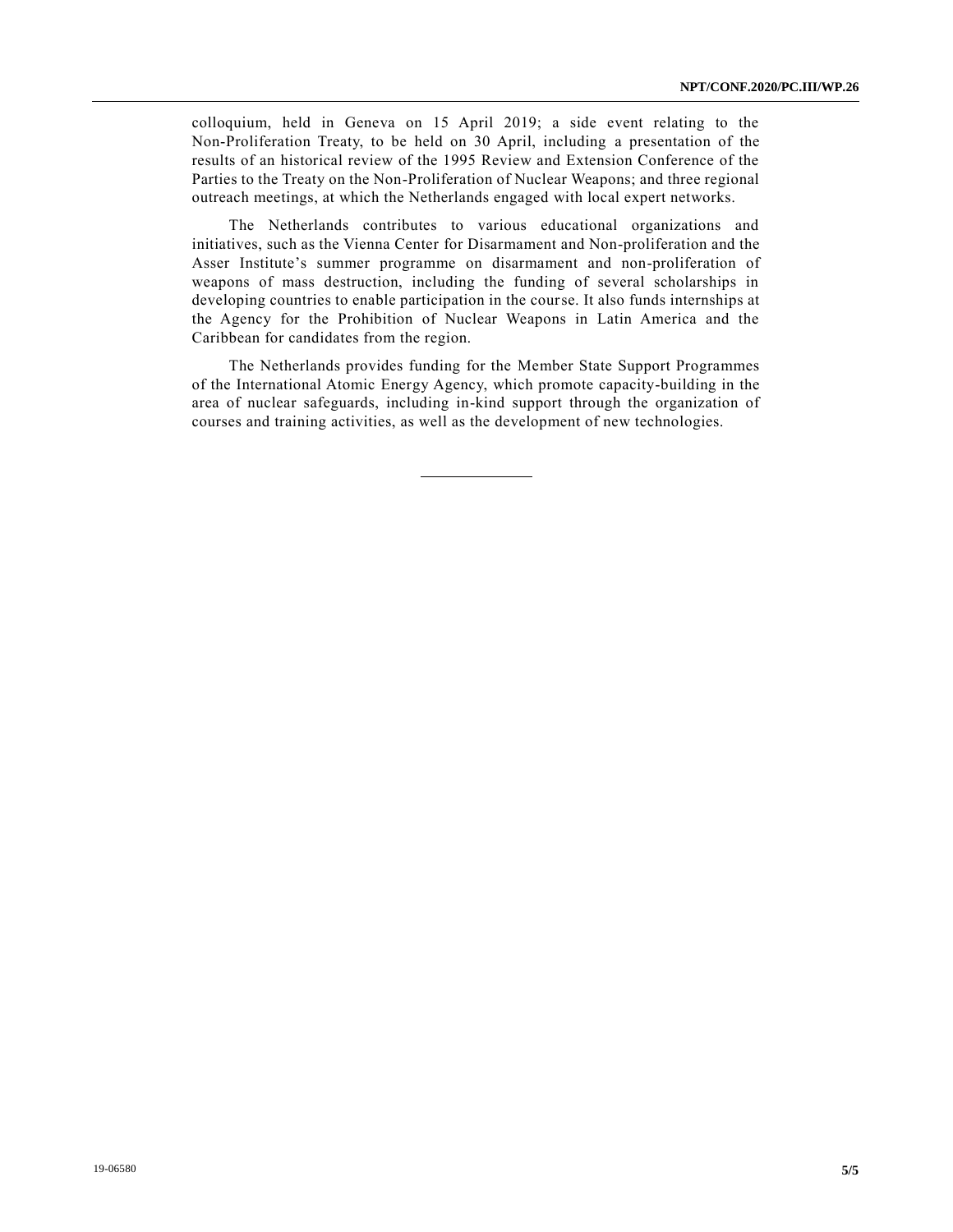colloquium, held in Geneva on 15 April 2019; a side event relating to the Non-Proliferation Treaty, to be held on 30 April, including a presentation of the results of an historical review of the 1995 Review and Extension Conference of the Parties to the Treaty on the Non-Proliferation of Nuclear Weapons; and three regional outreach meetings, at which the Netherlands engaged with local expert networks.

The Netherlands contributes to various educational organizations and initiatives, such as the Vienna Center for Disarmament and Non-proliferation and the Asser Institute's summer programme on disarmament and non-proliferation of weapons of mass destruction, including the funding of several scholarships in developing countries to enable participation in the course. It also funds internships at the Agency for the Prohibition of Nuclear Weapons in Latin America and the Caribbean for candidates from the region.

The Netherlands provides funding for the Member State Support Programmes of the International Atomic Energy Agency, which promote capacity-building in the area of nuclear safeguards, including in-kind support through the organization of courses and training activities, as well as the development of new technologies.